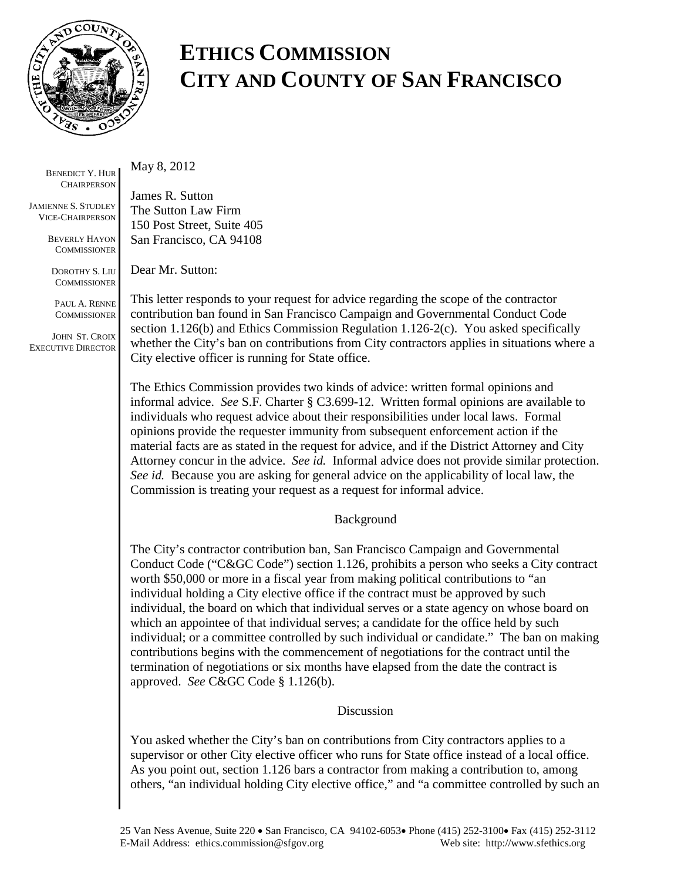# ETHICS COMMISSION
# CITY AND COUNTY OF SAN FRANCISCO

BENEDICT Y. HUR
CHAIRPERSON

JAMIENNE S. STUDLEY
VICE-CHAIRPERSON

BEVERLY HAYON
COMMISSIONER

DOROTHY S. LIU
COMMISSIONER

PAUL A. RENNE
COMMISSIONER

JOHN ST. CROIX
EXECUTIVE DIRECTOR

May 8, 2012

James R. Sutton
The Sutton Law Firm
150 Post Street, Suite 405
San Francisco, CA 94108

Dear Mr. Sutton:

This letter responds to your request for advice regarding the scope of the contractor contribution ban found in San Francisco Campaign and Governmental Conduct Code section 1.126(b) and Ethics Commission Regulation 1.126-2(c). You asked specifically whether the City's ban on contributions from City contractors applies in situations where a City elective officer is running for State office.

The Ethics Commission provides two kinds of advice: written formal opinions and informal advice. *See* S.F. Charter § C3.699-12. Written formal opinions are available to individuals who request advice about their responsibilities under local laws. Formal opinions provide the requester immunity from subsequent enforcement action if the material facts are as stated in the request for advice, and if the District Attorney and City Attorney concur in the advice. *See id.* Informal advice does not provide similar protection. *See id.* Because you are asking for general advice on the applicability of local law, the Commission is treating your request as a request for informal advice.

Background

The City's contractor contribution ban, San Francisco Campaign and Governmental Conduct Code ("C&GC Code") section 1.126, prohibits a person who seeks a City contract worth $50,000 or more in a fiscal year from making political contributions to "an individual holding a City elective office if the contract must be approved by such individual, the board on which that individual serves or a state agency on whose board on which an appointee of that individual serves; a candidate for the office held by such individual; or a committee controlled by such individual or candidate." The ban on making contributions begins with the commencement of negotiations for the contract until the termination of negotiations or six months have elapsed from the date the contract is approved. *See* C&GC Code § 1.126(b).

Discussion

You asked whether the City's ban on contributions from City contractors applies to a supervisor or other City elective officer who runs for State office instead of a local office. As you point out, section 1.126 bars a contractor from making a contribution to, among others, "an individual holding City elective office," and "a committee controlled by such an

25 Van Ness Avenue, Suite 220 • San Francisco, CA 94102-6053• Phone (415) 252-3100• Fax (415) 252-3112
E-Mail Address: ethics.commission@sfgov.org Web site: http://www.sfethics.org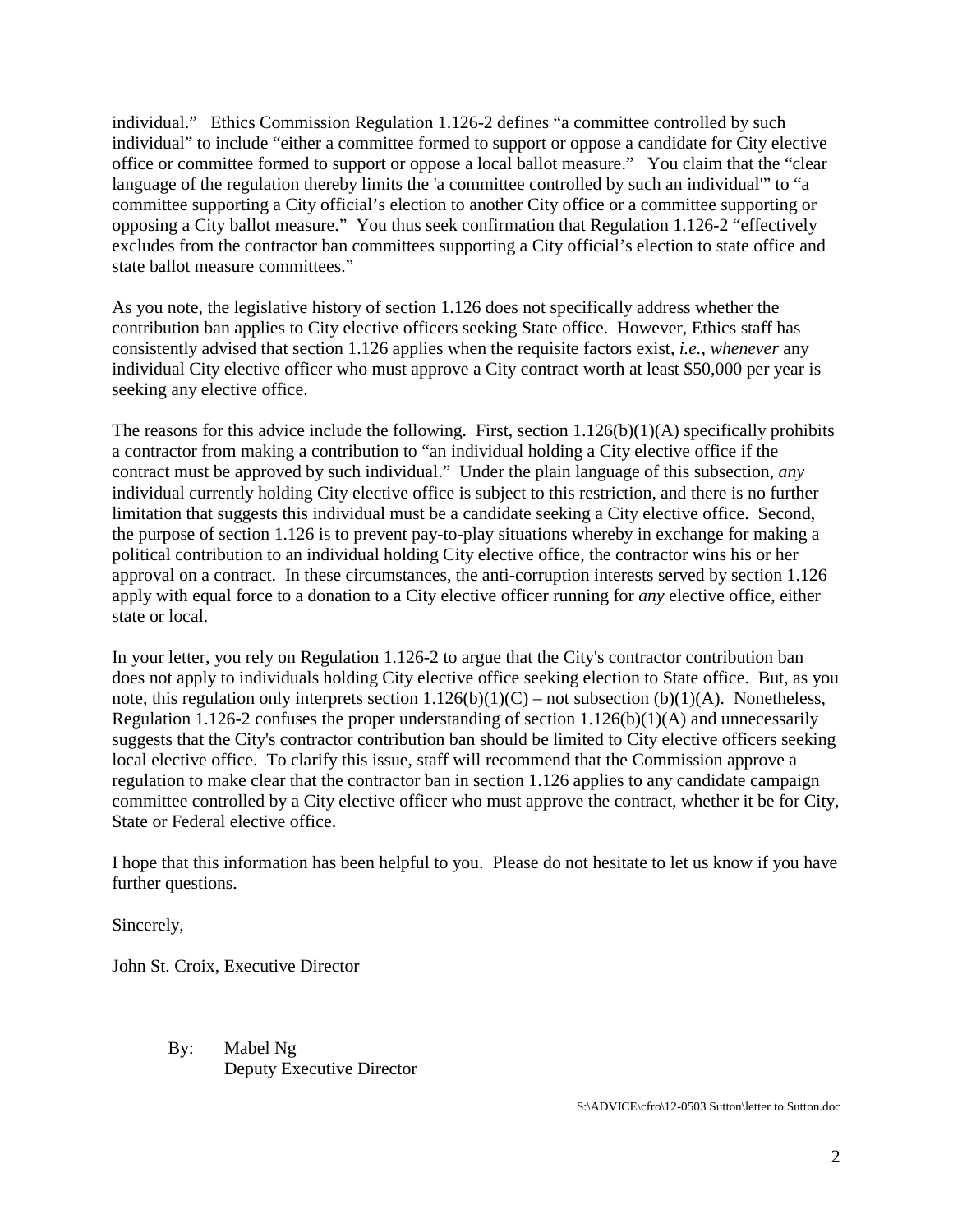individual." Ethics Commission Regulation 1.126-2 defines "a committee controlled by such individual" to include "either a committee formed to support or oppose a candidate for City elective office or committee formed to support or oppose a local ballot measure." You claim that the "clear language of the regulation thereby limits the 'a committee controlled by such an individual'" to "a committee supporting a City official's election to another City office or a committee supporting or opposing a City ballot measure." You thus seek confirmation that Regulation 1.126-2 "effectively excludes from the contractor ban committees supporting a City official's election to state office and state ballot measure committees."

As you note, the legislative history of section 1.126 does not specifically address whether the contribution ban applies to City elective officers seeking State office. However, Ethics staff has consistently advised that section 1.126 applies when the requisite factors exist, *i.e.*, *whenever* any individual City elective officer who must approve a City contract worth at least $50,000 per year is seeking any elective office.

The reasons for this advice include the following. First, section 1.126(b)(1)(A) specifically prohibits a contractor from making a contribution to "an individual holding a City elective office if the contract must be approved by such individual." Under the plain language of this subsection, *any* individual currently holding City elective office is subject to this restriction, and there is no further limitation that suggests this individual must be a candidate seeking a City elective office. Second, the purpose of section 1.126 is to prevent pay-to-play situations whereby in exchange for making a political contribution to an individual holding City elective office, the contractor wins his or her approval on a contract. In these circumstances, the anti-corruption interests served by section 1.126 apply with equal force to a donation to a City elective officer running for *any* elective office, either state or local.

In your letter, you rely on Regulation 1.126-2 to argue that the City's contractor contribution ban does not apply to individuals holding City elective office seeking election to State office. But, as you note, this regulation only interprets section 1.126(b)(1)(C) – not subsection (b)(1)(A). Nonetheless, Regulation 1.126-2 confuses the proper understanding of section 1.126(b)(1)(A) and unnecessarily suggests that the City's contractor contribution ban should be limited to City elective officers seeking local elective office. To clarify this issue, staff will recommend that the Commission approve a regulation to make clear that the contractor ban in section 1.126 applies to any candidate campaign committee controlled by a City elective officer who must approve the contract, whether it be for City, State or Federal elective office.

I hope that this information has been helpful to you. Please do not hesitate to let us know if you have further questions.

Sincerely,

John St. Croix, Executive Director

By: Mabel Ng
Deputy Executive Director

S:\ADVICE\cfro\12-0503 Sutton\letter to Sutton.doc